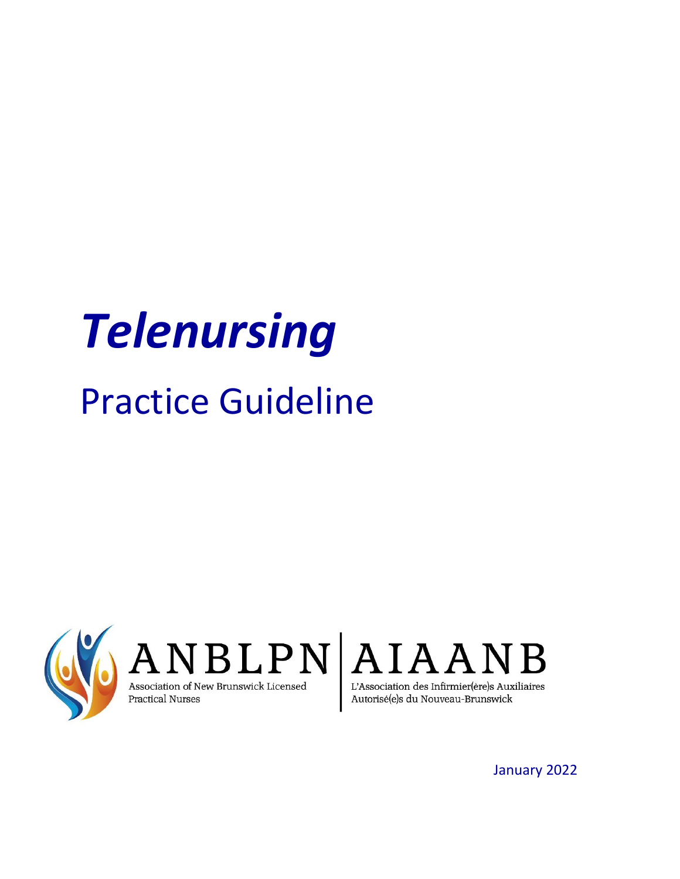# *Telenursing*

## Practice Guideline

ANBLPN | AIAANB

Association of New Brunswick Licensed Practical Nurses

L'Association des Infirmier(ère)s Auxiliaires Autorisé(e)s du Nouveau-Brunswick

January 2022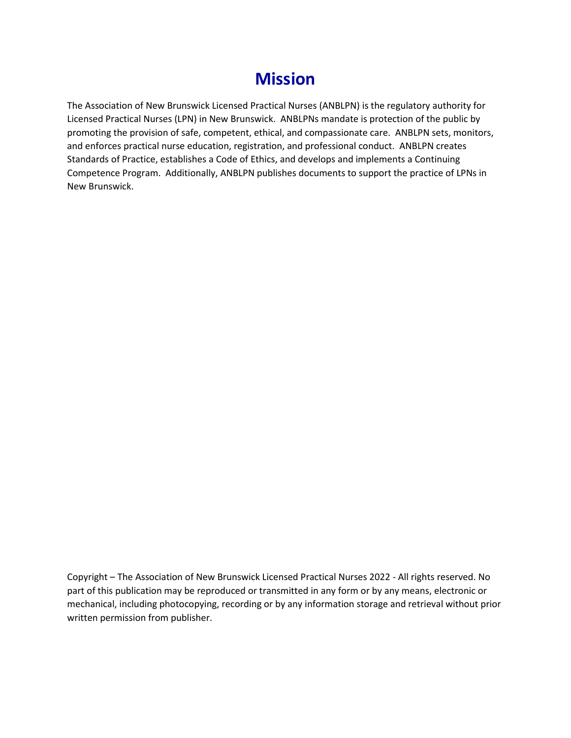# Mission

The Association of New Brunswick Licensed Practical Nurses (ANBLPN) is the regulatory authority for Licensed Practical Nurses (LPN) in New Brunswick. ANBLPNs mandate is protection of the public by promoting the provision of safe, competent, ethical, and compassionate care. ANBLPN sets, monitors, and enforces practical nurse education, registration, and professional conduct. ANBLPN creates Standards of Practice, establishes a Code of Ethics, and develops and implements a Continuing Competence Program. Additionally, ANBLPN publishes documents to support the practice of LPNs in New Brunswick.

Copyright – The Association of New Brunswick Licensed Practical Nurses 2022 - All rights reserved. No part of this publication may be reproduced or transmitted in any form or by any means, electronic or mechanical, including photocopying, recording or by any information storage and retrieval without prior written permission from publisher.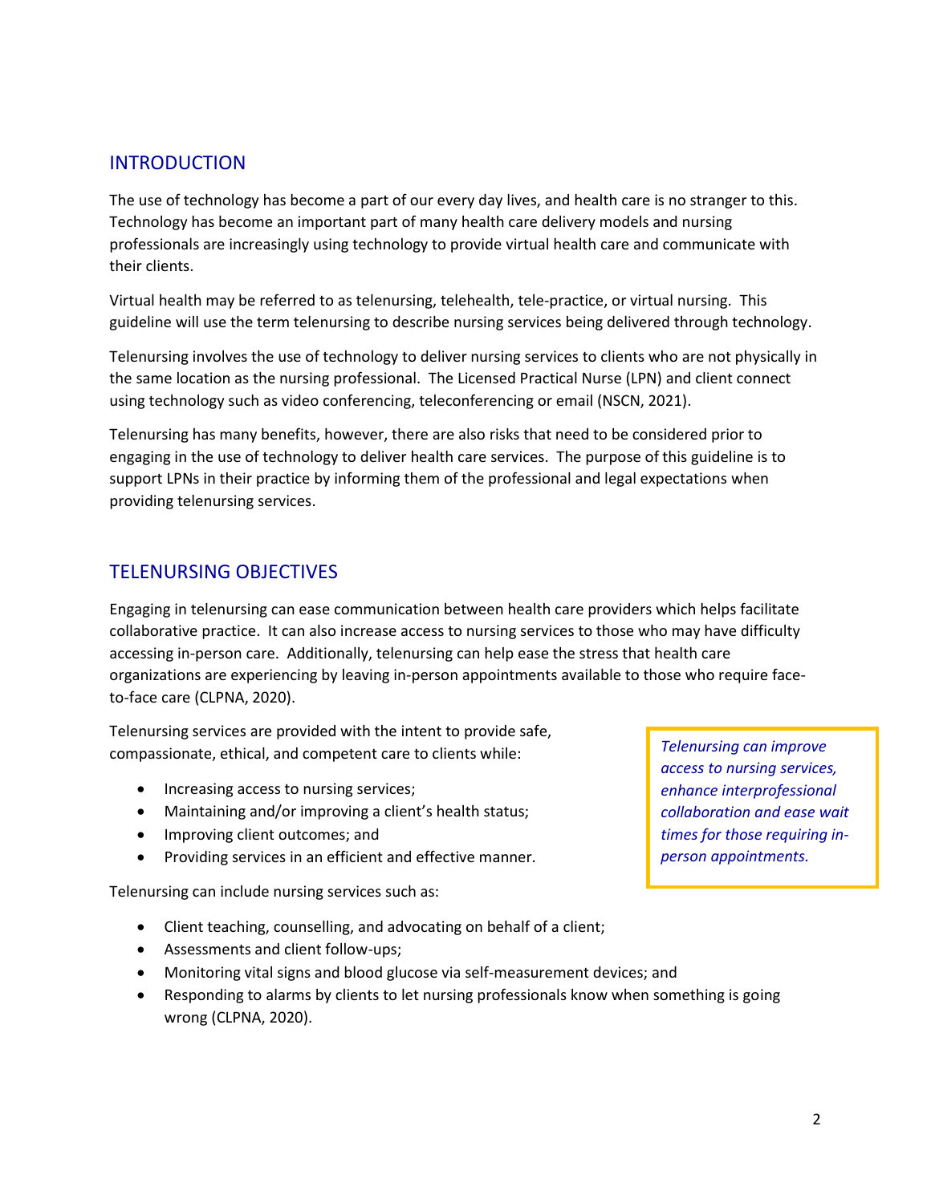## INTRODUCTION

The use of technology has become a part of our every day lives, and health care is no stranger to this. Technology has become an important part of many health care delivery models and nursing professionals are increasingly using technology to provide virtual health care and communicate with their clients.

Virtual health may be referred to as telenursing, telehealth, tele-practice, or virtual nursing. This guideline will use the term telenursing to describe nursing services being delivered through technology.

Telenursing involves the use of technology to deliver nursing services to clients who are not physically in the same location as the nursing professional. The Licensed Practical Nurse (LPN) and client connect using technology such as video conferencing, teleconferencing or email (NSCN, 2021).

Telenursing has many benefits, however, there are also risks that need to be considered prior to engaging in the use of technology to deliver health care services. The purpose of this guideline is to support LPNs in their practice by informing them of the professional and legal expectations when providing telenursing services.

## TELENURSING OBJECTIVES

Engaging in telenursing can ease communication between health care providers which helps facilitate collaborative practice. It can also increase access to nursing services to those who may have difficulty accessing in-person care. Additionally, telenursing can help ease the stress that health care organizations are experiencing by leaving in-person appointments available to those who require face-to-face care (CLPNA, 2020).

Telenursing services are provided with the intent to provide safe, compassionate, ethical, and competent care to clients while:

- Increasing access to nursing services;
- Maintaining and/or improving a client's health status;
- Improving client outcomes; and
- Providing services in an efficient and effective manner.

*Telenursing can improve access to nursing services, enhance interprofessional collaboration and ease wait times for those requiring in-person appointments.*

Telenursing can include nursing services such as:

- Client teaching, counselling, and advocating on behalf of a client;
- Assessments and client follow-ups;
- Monitoring vital signs and blood glucose via self-measurement devices; and
- Responding to alarms by clients to let nursing professionals know when something is going wrong (CLPNA, 2020).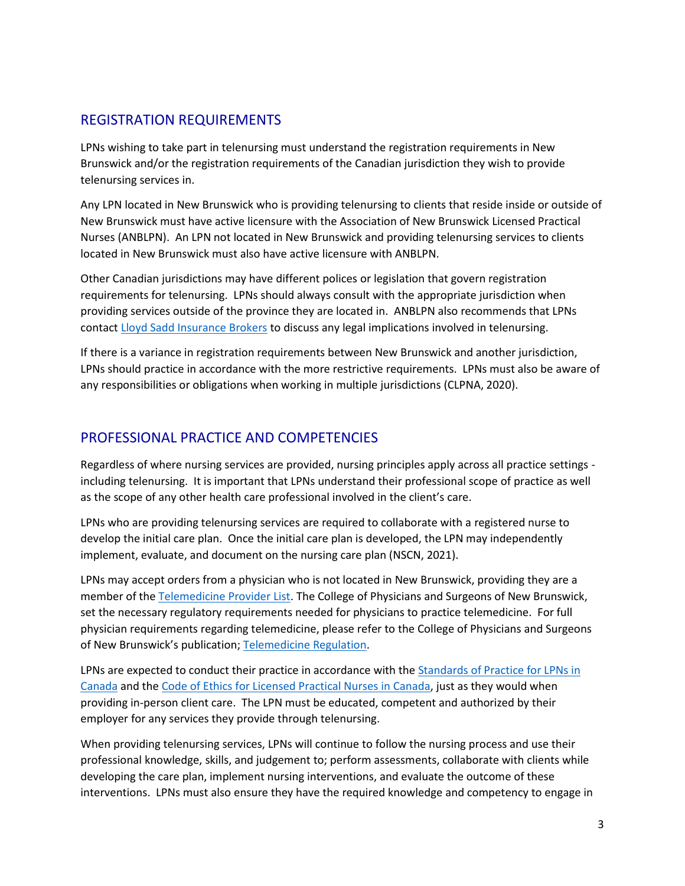## REGISTRATION REQUIREMENTS

LPNs wishing to take part in telenursing must understand the registration requirements in New Brunswick and/or the registration requirements of the Canadian jurisdiction they wish to provide telenursing services in.

Any LPN located in New Brunswick who is providing telenursing to clients that reside inside or outside of New Brunswick must have active licensure with the Association of New Brunswick Licensed Practical Nurses (ANBLPN). An LPN not located in New Brunswick and providing telenursing services to clients located in New Brunswick must also have active licensure with ANBLPN.

Other Canadian jurisdictions may have different polices or legislation that govern registration requirements for telenursing. LPNs should always consult with the appropriate jurisdiction when providing services outside of the province they are located in. ANBLPN also recommends that LPNs contact Lloyd Sadd Insurance Brokers to discuss any legal implications involved in telenursing.

If there is a variance in registration requirements between New Brunswick and another jurisdiction, LPNs should practice in accordance with the more restrictive requirements. LPNs must also be aware of any responsibilities or obligations when working in multiple jurisdictions (CLPNA, 2020).

## PROFESSIONAL PRACTICE AND COMPETENCIES

Regardless of where nursing services are provided, nursing principles apply across all practice settings - including telenursing. It is important that LPNs understand their professional scope of practice as well as the scope of any other health care professional involved in the client's care.

LPNs who are providing telenursing services are required to collaborate with a registered nurse to develop the initial care plan. Once the initial care plan is developed, the LPN may independently implement, evaluate, and document on the nursing care plan (NSCN, 2021).

LPNs may accept orders from a physician who is not located in New Brunswick, providing they are a member of the Telemedicine Provider List. The College of Physicians and Surgeons of New Brunswick, set the necessary regulatory requirements needed for physicians to practice telemedicine. For full physician requirements regarding telemedicine, please refer to the College of Physicians and Surgeons of New Brunswick's publication; Telemedicine Regulation.

LPNs are expected to conduct their practice in accordance with the Standards of Practice for LPNs in Canada and the Code of Ethics for Licensed Practical Nurses in Canada, just as they would when providing in-person client care. The LPN must be educated, competent and authorized by their employer for any services they provide through telenursing.

When providing telenursing services, LPNs will continue to follow the nursing process and use their professional knowledge, skills, and judgement to; perform assessments, collaborate with clients while developing the care plan, implement nursing interventions, and evaluate the outcome of these interventions. LPNs must also ensure they have the required knowledge and competency to engage in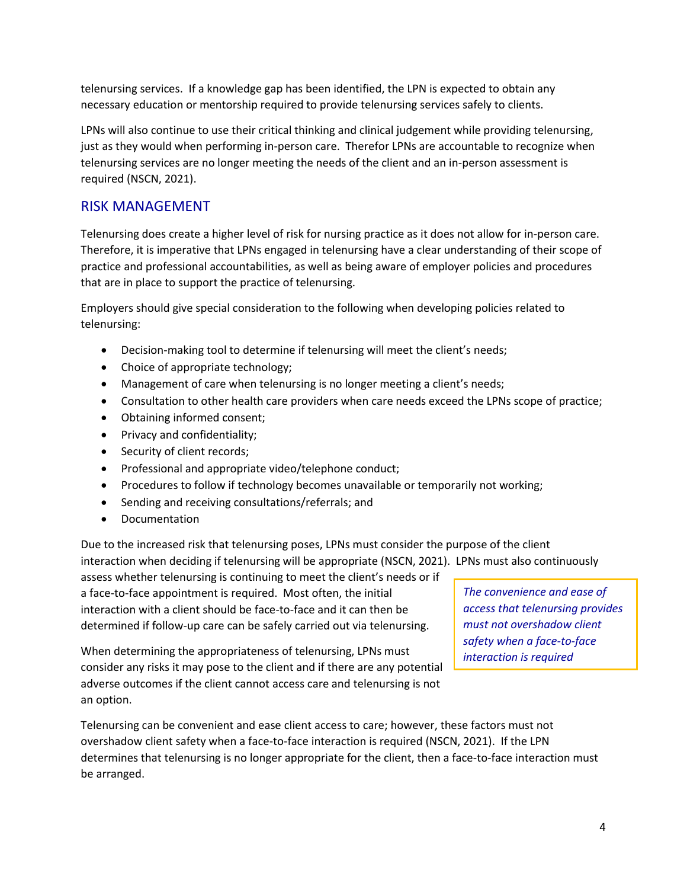telenursing services. If a knowledge gap has been identified, the LPN is expected to obtain any necessary education or mentorship required to provide telenursing services safely to clients.

LPNs will also continue to use their critical thinking and clinical judgement while providing telenursing, just as they would when performing in-person care. Therefor LPNs are accountable to recognize when telenursing services are no longer meeting the needs of the client and an in-person assessment is required (NSCN, 2021).

## RISK MANAGEMENT

Telenursing does create a higher level of risk for nursing practice as it does not allow for in-person care. Therefore, it is imperative that LPNs engaged in telenursing have a clear understanding of their scope of practice and professional accountabilities, as well as being aware of employer policies and procedures that are in place to support the practice of telenursing.

Employers should give special consideration to the following when developing policies related to telenursing:

- Decision-making tool to determine if telenursing will meet the client's needs;
- Choice of appropriate technology;
- Management of care when telenursing is no longer meeting a client's needs;
- Consultation to other health care providers when care needs exceed the LPNs scope of practice;
- Obtaining informed consent;
- Privacy and confidentiality;
- Security of client records;
- Professional and appropriate video/telephone conduct;
- Procedures to follow if technology becomes unavailable or temporarily not working;
- Sending and receiving consultations/referrals; and
- Documentation

Due to the increased risk that telenursing poses, LPNs must consider the purpose of the client interaction when deciding if telenursing will be appropriate (NSCN, 2021). LPNs must also continuously assess whether telenursing is continuing to meet the client's needs or if a face-to-face appointment is required. Most often, the initial interaction with a client should be face-to-face and it can then be determined if follow-up care can be safely carried out via telenursing.

*The convenience and ease of access that telenursing provides must not overshadow client safety when a face-to-face interaction is required*

When determining the appropriateness of telenursing, LPNs must consider any risks it may pose to the client and if there are any potential adverse outcomes if the client cannot access care and telenursing is not an option.

Telenursing can be convenient and ease client access to care; however, these factors must not overshadow client safety when a face-to-face interaction is required (NSCN, 2021). If the LPN determines that telenursing is no longer appropriate for the client, then a face-to-face interaction must be arranged.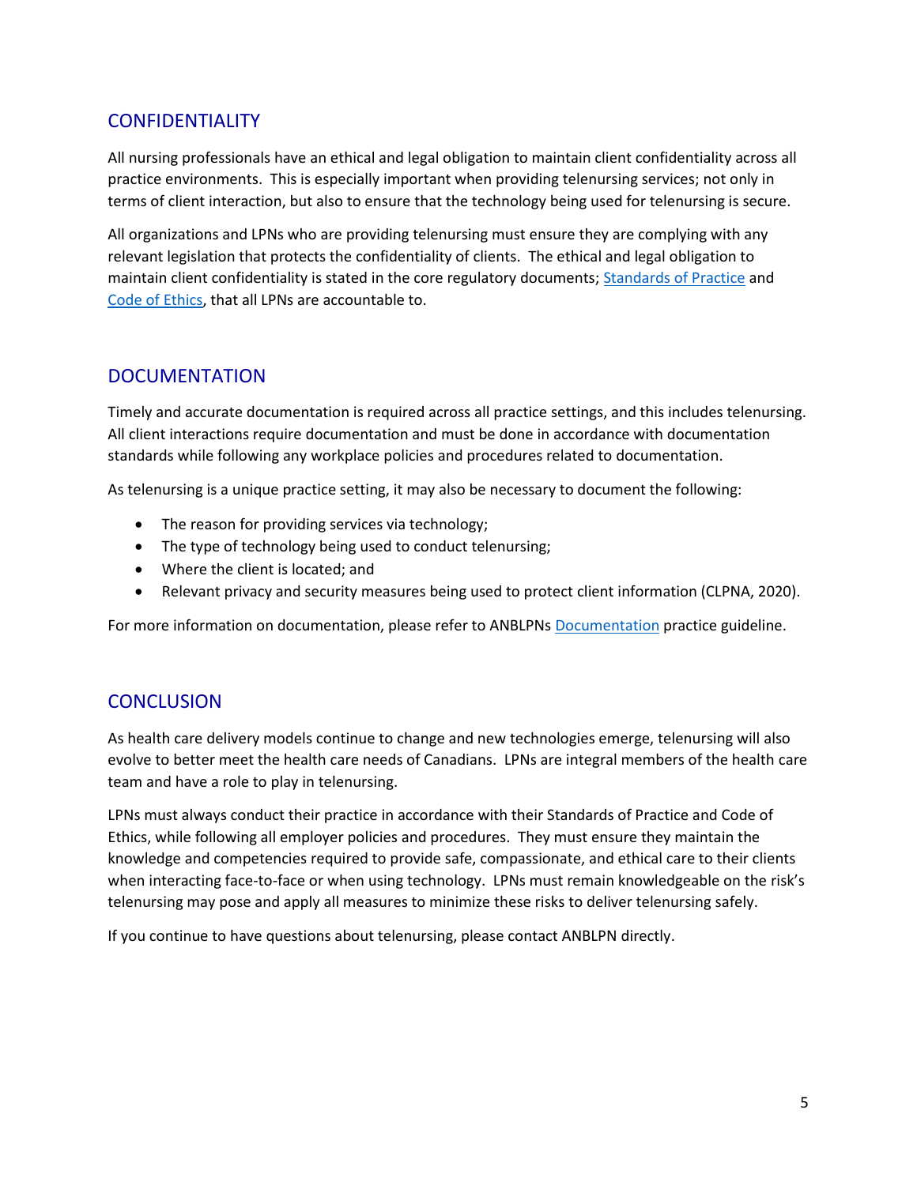## CONFIDENTIALITY

All nursing professionals have an ethical and legal obligation to maintain client confidentiality across all practice environments. This is especially important when providing telenursing services; not only in terms of client interaction, but also to ensure that the technology being used for telenursing is secure.

All organizations and LPNs who are providing telenursing must ensure they are complying with any relevant legislation that protects the confidentiality of clients. The ethical and legal obligation to maintain client confidentiality is stated in the core regulatory documents; Standards of Practice and Code of Ethics, that all LPNs are accountable to.

## DOCUMENTATION

Timely and accurate documentation is required across all practice settings, and this includes telenursing. All client interactions require documentation and must be done in accordance with documentation standards while following any workplace policies and procedures related to documentation.

As telenursing is a unique practice setting, it may also be necessary to document the following:

- The reason for providing services via technology;
- The type of technology being used to conduct telenursing;
- Where the client is located; and
- Relevant privacy and security measures being used to protect client information (CLPNA, 2020).

For more information on documentation, please refer to ANBLPNs Documentation practice guideline.

## CONCLUSION

As health care delivery models continue to change and new technologies emerge, telenursing will also evolve to better meet the health care needs of Canadians. LPNs are integral members of the health care team and have a role to play in telenursing.

LPNs must always conduct their practice in accordance with their Standards of Practice and Code of Ethics, while following all employer policies and procedures. They must ensure they maintain the knowledge and competencies required to provide safe, compassionate, and ethical care to their clients when interacting face-to-face or when using technology. LPNs must remain knowledgeable on the risk's telenursing may pose and apply all measures to minimize these risks to deliver telenursing safely.

If you continue to have questions about telenursing, please contact ANBLPN directly.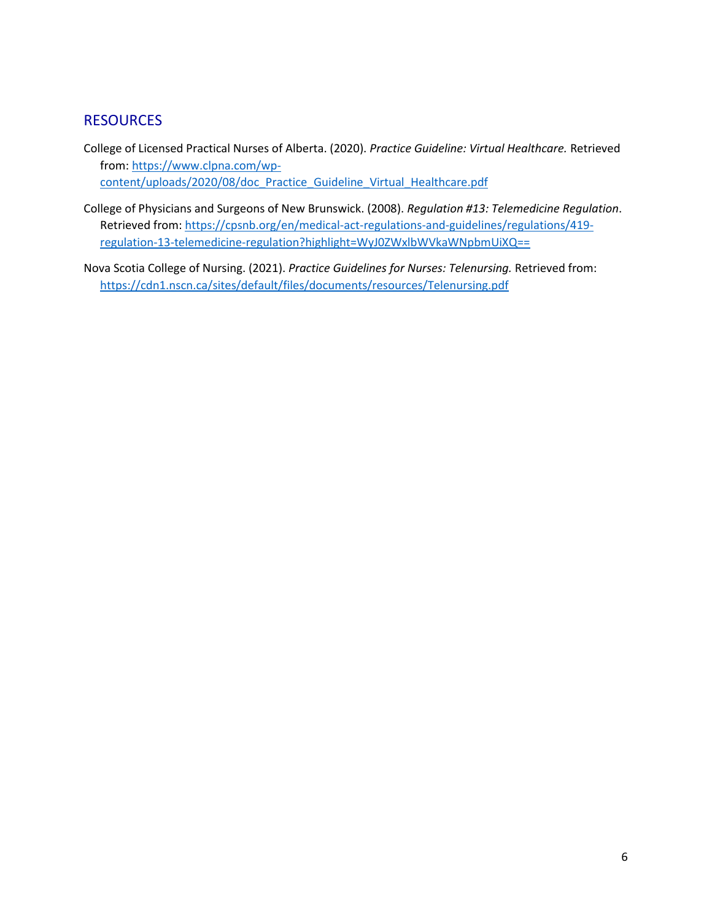## RESOURCES

College of Licensed Practical Nurses of Alberta. (2020). *Practice Guideline: Virtual Healthcare.* Retrieved from: https://www.clpna.com/wp-content/uploads/2020/08/doc_Practice_Guideline_Virtual_Healthcare.pdf

College of Physicians and Surgeons of New Brunswick. (2008). *Regulation #13: Telemedicine Regulation*. Retrieved from: https://cpsnb.org/en/medical-act-regulations-and-guidelines/regulations/419-regulation-13-telemedicine-regulation?highlight=WyJ0ZWxlbWVkaWNpbmUiXQ==

Nova Scotia College of Nursing. (2021). *Practice Guidelines for Nurses: Telenursing.* Retrieved from: https://cdn1.nscn.ca/sites/default/files/documents/resources/Telenursing.pdf